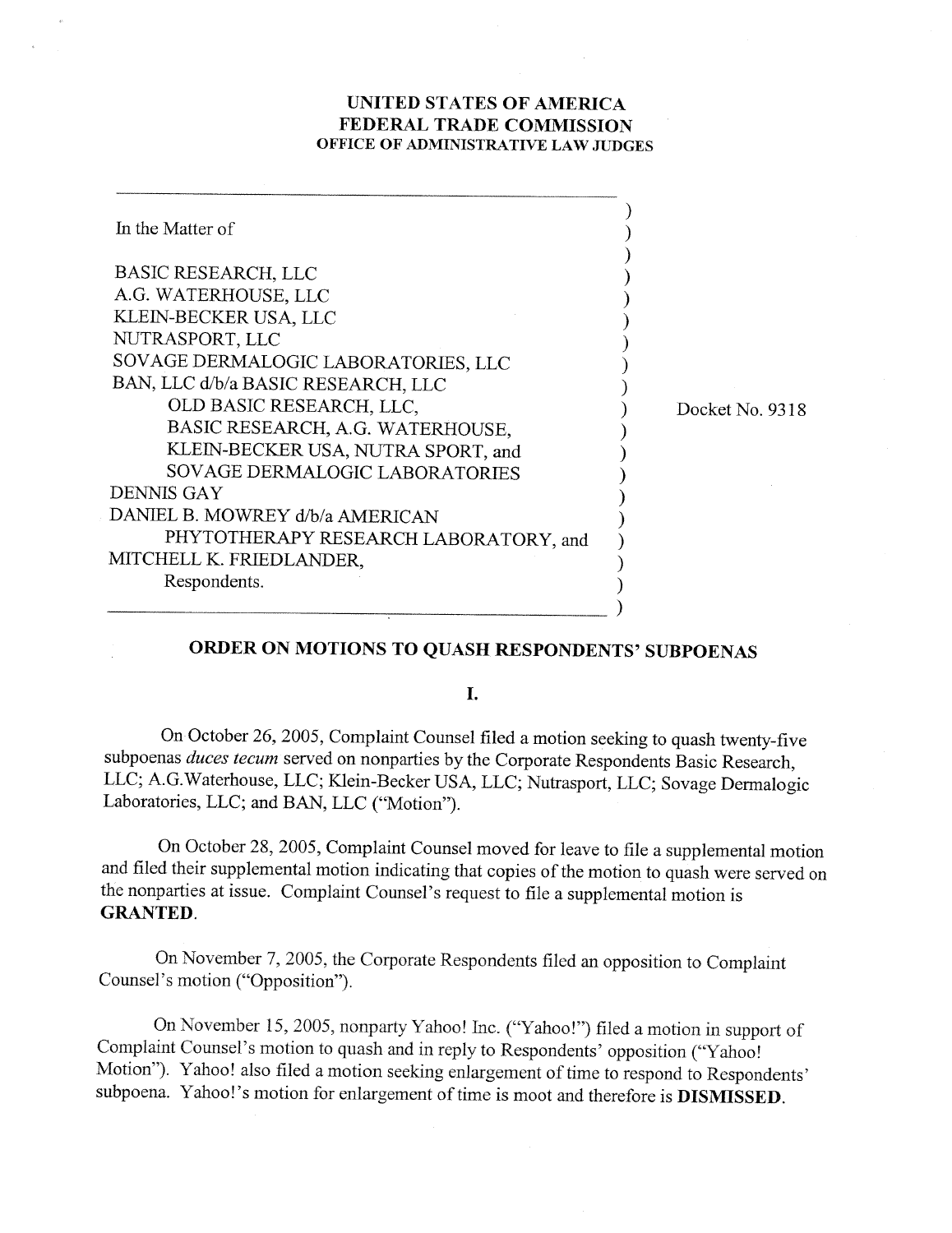**UNITED STATES OF AMERICA**
**FEDERAL TRADE COMMISSION**
**OFFICE OF ADMINISTRATIVE LAW JUDGES**

| | |
|---|---|
| In the Matter of<br><br>BASIC RESEARCH, LLC<br>A.G. WATERHOUSE, LLC<br>KLEIN-BECKER USA, LLC<br>NUTRASPORT, LLC<br>SOVAGE DERMALOGIC LABORATORIES, LLC<br>BAN, LLC d/b/a BASIC RESEARCH, LLC<br>OLD BASIC RESEARCH, LLC,<br>BASIC RESEARCH, A.G. WATERHOUSE,<br>KLEIN-BECKER USA, NUTRA SPORT, and<br>SOVAGE DERMALOGIC LABORATORIES<br>DENNIS GAY<br>DANIEL B. MOWREY d/b/a AMERICAN<br>PHYTOTHERAPY RESEARCH LABORATORY, and<br>MITCHELL K. FRIEDLANDER,<br>Respondents. | Docket No. 9318 |

## ORDER ON MOTIONS TO QUASH RESPONDENTS' SUBPOENAS

### I.

On October 26, 2005, Complaint Counsel filed a motion seeking to quash twenty-five subpoenas *duces tecum* served on nonparties by the Corporate Respondents Basic Research, LLC; A.G.Waterhouse, LLC; Klein-Becker USA, LLC; Nutrasport, LLC; Sovage Dermalogic Laboratories, LLC; and BAN, LLC ("Motion").

On October 28, 2005, Complaint Counsel moved for leave to file a supplemental motion and filed their supplemental motion indicating that copies of the motion to quash were served on the nonparties at issue. Complaint Counsel's request to file a supplemental motion is **GRANTED**.

On November 7, 2005, the Corporate Respondents filed an opposition to Complaint Counsel's motion ("Opposition").

On November 15, 2005, nonparty Yahoo! Inc. ("Yahoo!") filed a motion in support of Complaint Counsel's motion to quash and in reply to Respondents' opposition ("Yahoo! Motion"). Yahoo! also filed a motion seeking enlargement of time to respond to Respondents' subpoena. Yahoo!'s motion for enlargement of time is moot and therefore is **DISMISSED**.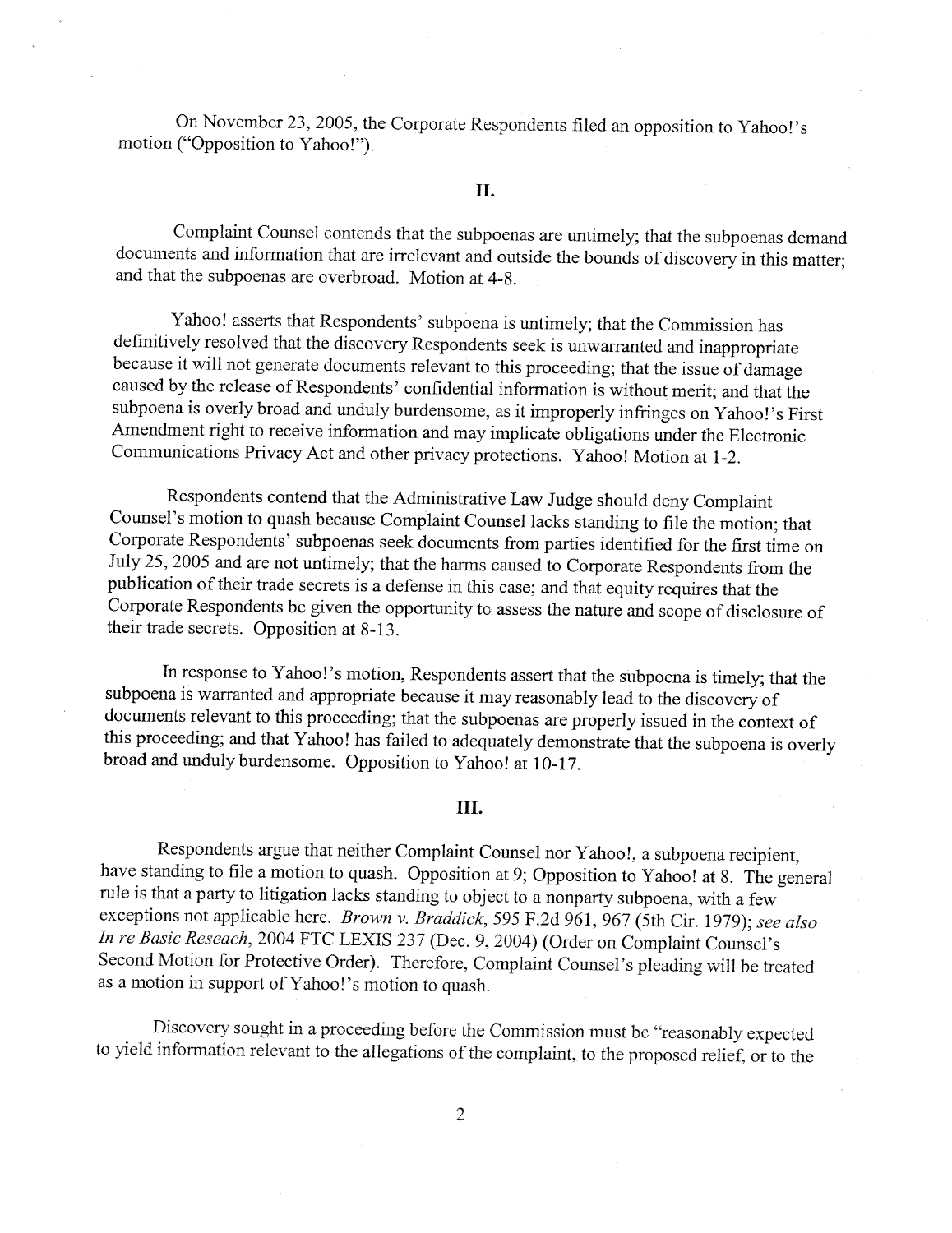On November 23, 2005, the Corporate Respondents filed an opposition to Yahoo!'s motion ("Opposition to Yahoo!").

## II.

Complaint Counsel contends that the subpoenas are untimely; that the subpoenas demand documents and information that are irrelevant and outside the bounds of discovery in this matter; and that the subpoenas are overbroad. Motion at 4-8.

Yahoo! asserts that Respondents' subpoena is untimely; that the Commission has definitively resolved that the discovery Respondents seek is unwarranted and inappropriate because it will not generate documents relevant to this proceeding; that the issue of damage caused by the release of Respondents' confidential information is without merit; and that the subpoena is overly broad and unduly burdensome, as it improperly infringes on Yahoo!'s First Amendment right to receive information and may implicate obligations under the Electronic Communications Privacy Act and other privacy protections. Yahoo! Motion at 1-2.

Respondents contend that the Administrative Law Judge should deny Complaint Counsel's motion to quash because Complaint Counsel lacks standing to file the motion; that Corporate Respondents' subpoenas seek documents from parties identified for the first time on July 25, 2005 and are not untimely; that the harms caused to Corporate Respondents from the publication of their trade secrets is a defense in this case; and that equity requires that the Corporate Respondents be given the opportunity to assess the nature and scope of disclosure of their trade secrets. Opposition at 8-13.

In response to Yahoo!'s motion, Respondents assert that the subpoena is timely; that the subpoena is warranted and appropriate because it may reasonably lead to the discovery of documents relevant to this proceeding; that the subpoenas are properly issued in the context of this proceeding; and that Yahoo! has failed to adequately demonstrate that the subpoena is overly broad and unduly burdensome. Opposition to Yahoo! at 10-17.

## III.

Respondents argue that neither Complaint Counsel nor Yahoo!, a subpoena recipient, have standing to file a motion to quash. Opposition at 9; Opposition to Yahoo! at 8. The general rule is that a party to litigation lacks standing to object to a nonparty subpoena, with a few exceptions not applicable here. *Brown v. Braddick*, 595 F.2d 961, 967 (5th Cir. 1979); *see also In re Basic Reseach*, 2004 FTC LEXIS 237 (Dec. 9, 2004) (Order on Complaint Counsel's Second Motion for Protective Order). Therefore, Complaint Counsel's pleading will be treated as a motion in support of Yahoo!'s motion to quash.

Discovery sought in a proceeding before the Commission must be "reasonably expected to yield information relevant to the allegations of the complaint, to the proposed relief, or to the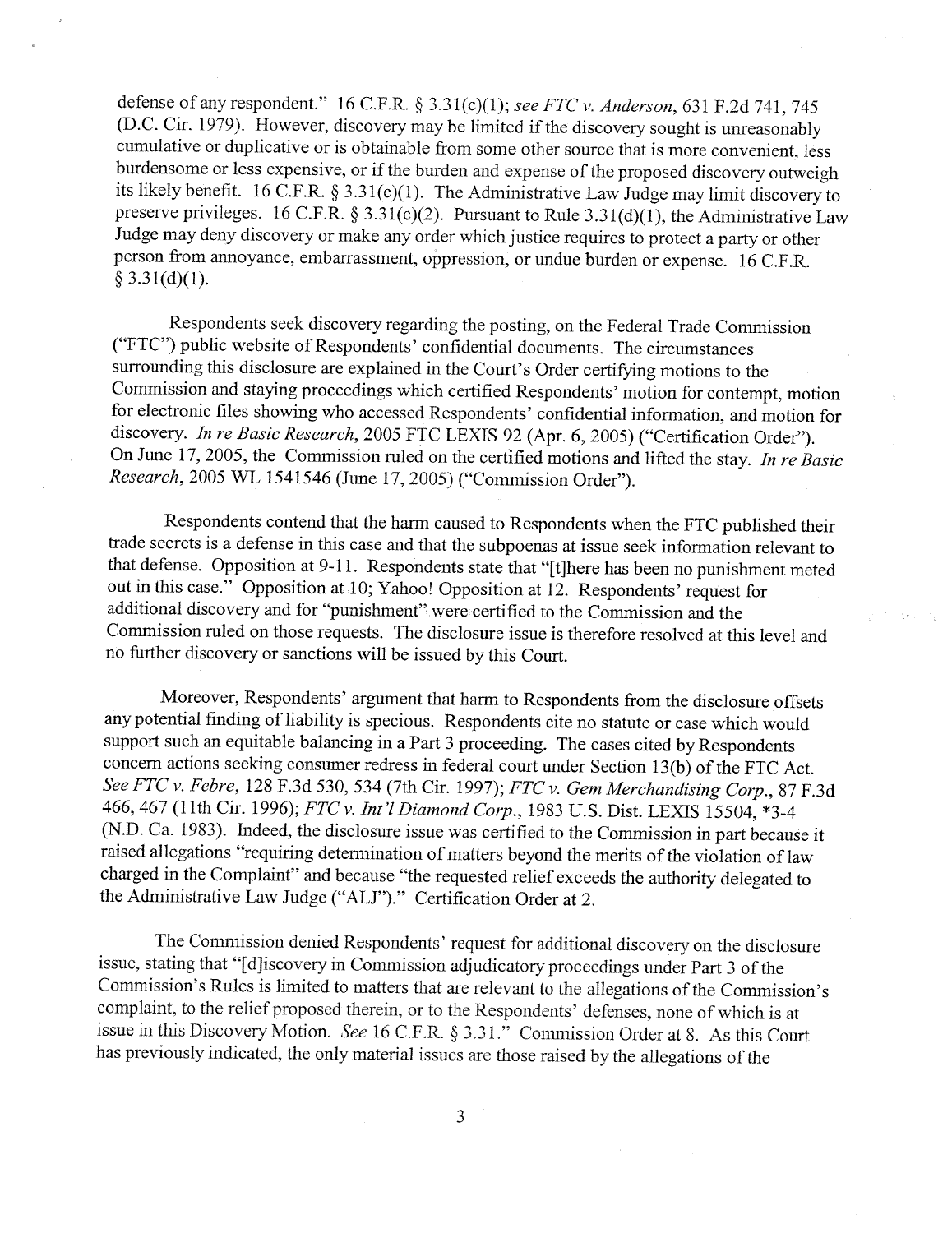defense of any respondent." 16 C.F.R. § 3.31(c)(1); *see FTC v. Anderson*, 631 F.2d 741, 745 (D.C. Cir. 1979). However, discovery may be limited if the discovery sought is unreasonably cumulative or duplicative or is obtainable from some other source that is more convenient, less burdensome or less expensive, or if the burden and expense of the proposed discovery outweigh its likely benefit. 16 C.F.R. § 3.31(c)(1). The Administrative Law Judge may limit discovery to preserve privileges. 16 C.F.R. § 3.31(c)(2). Pursuant to Rule 3.31(d)(1), the Administrative Law Judge may deny discovery or make any order which justice requires to protect a party or other person from annoyance, embarrassment, oppression, or undue burden or expense. 16 C.F.R. § 3.31(d)(1).

Respondents seek discovery regarding the posting, on the Federal Trade Commission ("FTC") public website of Respondents' confidential documents. The circumstances surrounding this disclosure are explained in the Court's Order certifying motions to the Commission and staying proceedings which certified Respondents' motion for contempt, motion for electronic files showing who accessed Respondents' confidential information, and motion for discovery. *In re Basic Research*, 2005 FTC LEXIS 92 (Apr. 6, 2005) ("Certification Order"). On June 17, 2005, the Commission ruled on the certified motions and lifted the stay. *In re Basic Research*, 2005 WL 1541546 (June 17, 2005) ("Commission Order").

Respondents contend that the harm caused to Respondents when the FTC published their trade secrets is a defense in this case and that the subpoenas at issue seek information relevant to that defense. Opposition at 9-11. Respondents state that "[t]here has been no punishment meted out in this case." Opposition at 10; Yahoo! Opposition at 12. Respondents' request for additional discovery and for "punishment" were certified to the Commission and the Commission ruled on those requests. The disclosure issue is therefore resolved at this level and no further discovery or sanctions will be issued by this Court.

Moreover, Respondents' argument that harm to Respondents from the disclosure offsets any potential finding of liability is specious. Respondents cite no statute or case which would support such an equitable balancing in a Part 3 proceeding. The cases cited by Respondents concern actions seeking consumer redress in federal court under Section 13(b) of the FTC Act. *See FTC v. Febre*, 128 F.3d 530, 534 (7th Cir. 1997); *FTC v. Gem Merchandising Corp.*, 87 F.3d 466, 467 (11th Cir. 1996); *FTC v. Int'l Diamond Corp.*, 1983 U.S. Dist. LEXIS 15504, *3-4 (N.D. Ca. 1983). Indeed, the disclosure issue was certified to the Commission in part because it raised allegations "requiring determination of matters beyond the merits of the violation of law charged in the Complaint" and because "the requested relief exceeds the authority delegated to the Administrative Law Judge ("ALJ")." Certification Order at 2.

The Commission denied Respondents' request for additional discovery on the disclosure issue, stating that "[d]iscovery in Commission adjudicatory proceedings under Part 3 of the Commission's Rules is limited to matters that are relevant to the allegations of the Commission's complaint, to the relief proposed therein, or to the Respondents' defenses, none of which is at issue in this Discovery Motion. *See* 16 C.F.R. § 3.31." Commission Order at 8. As this Court has previously indicated, the only material issues are those raised by the allegations of the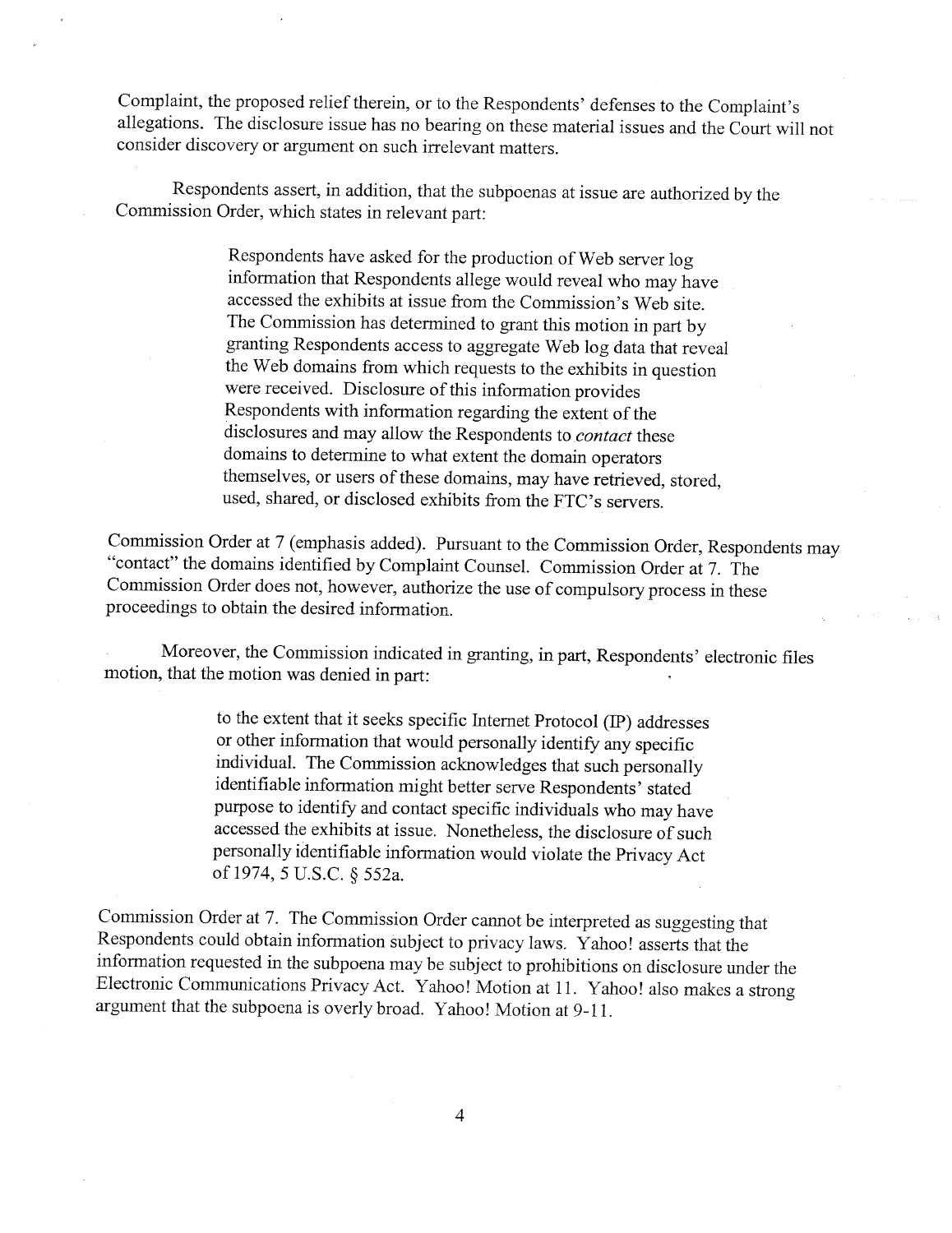Complaint, the proposed relief therein, or to the Respondents' defenses to the Complaint's allegations. The disclosure issue has no bearing on these material issues and the Court will not consider discovery or argument on such irrelevant matters.

Respondents assert, in addition, that the subpoenas at issue are authorized by the Commission Order, which states in relevant part:

> Respondents have asked for the production of Web server log information that Respondents allege would reveal who may have accessed the exhibits at issue from the Commission's Web site. The Commission has determined to grant this motion in part by granting Respondents access to aggregate Web log data that reveal the Web domains from which requests to the exhibits in question were received. Disclosure of this information provides Respondents with information regarding the extent of the disclosures and may allow the Respondents to *contact* these domains to determine to what extent the domain operators themselves, or users of these domains, may have retrieved, stored, used, shared, or disclosed exhibits from the FTC's servers.

Commission Order at 7 (emphasis added). Pursuant to the Commission Order, Respondents may "contact" the domains identified by Complaint Counsel. Commission Order at 7. The Commission Order does not, however, authorize the use of compulsory process in these proceedings to obtain the desired information.

Moreover, the Commission indicated in granting, in part, Respondents' electronic files motion, that the motion was denied in part:

> to the extent that it seeks specific Internet Protocol (IP) addresses or other information that would personally identify any specific individual. The Commission acknowledges that such personally identifiable information might better serve Respondents' stated purpose to identify and contact specific individuals who may have accessed the exhibits at issue. Nonetheless, the disclosure of such personally identifiable information would violate the Privacy Act of 1974, 5 U.S.C. § 552a.

Commission Order at 7. The Commission Order cannot be interpreted as suggesting that Respondents could obtain information subject to privacy laws. Yahoo! asserts that the information requested in the subpoena may be subject to prohibitions on disclosure under the Electronic Communications Privacy Act. Yahoo! Motion at 11. Yahoo! also makes a strong argument that the subpoena is overly broad. Yahoo! Motion at 9-11.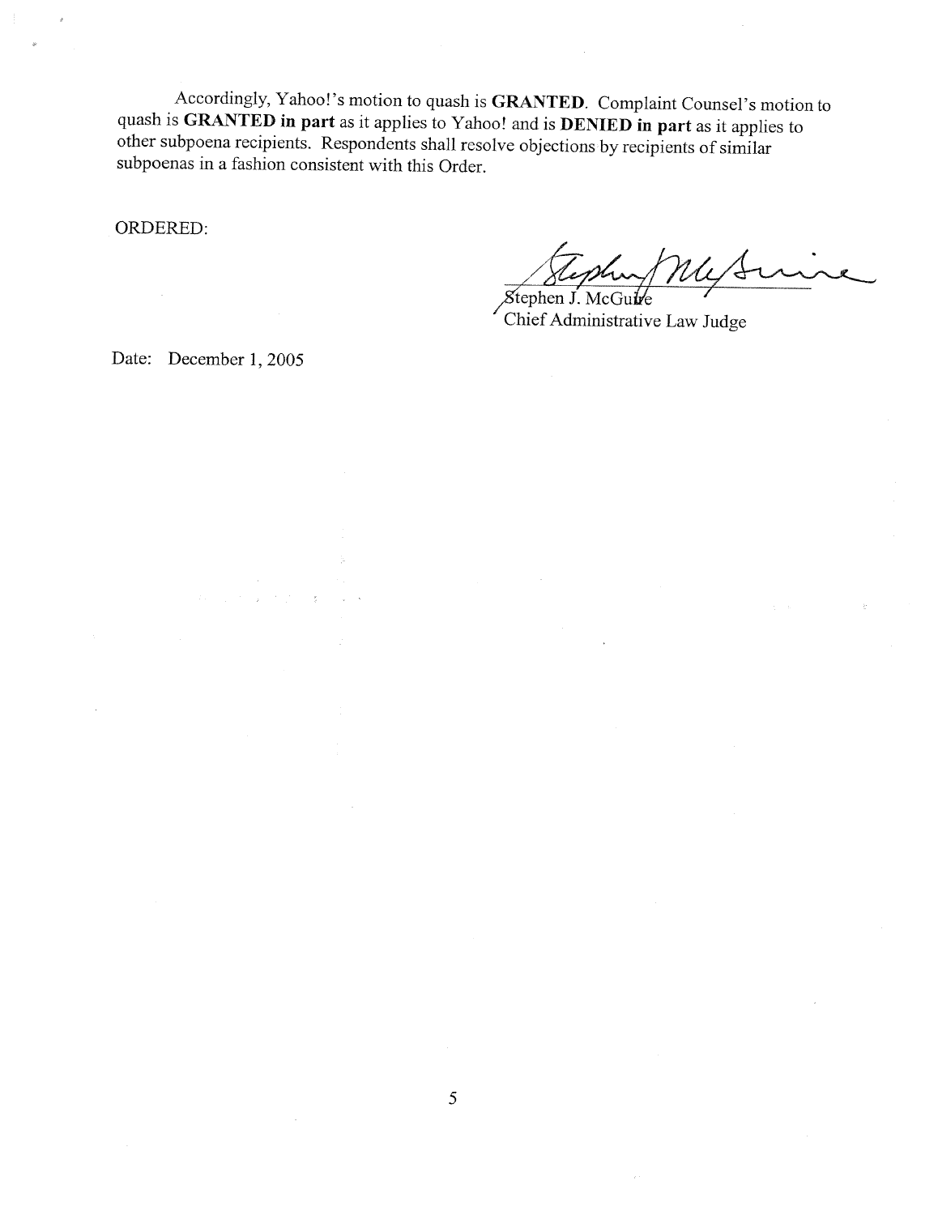Accordingly, Yahoo!'s motion to quash is **GRANTED**. Complaint Counsel's motion to quash is **GRANTED in part** as it applies to Yahoo! and is **DENIED in part** as it applies to other subpoena recipients. Respondents shall resolve objections by recipients of similar subpoenas in a fashion consistent with this Order.

ORDERED:

Stephen J. McGuire
Chief Administrative Law Judge

Date: December 1, 2005